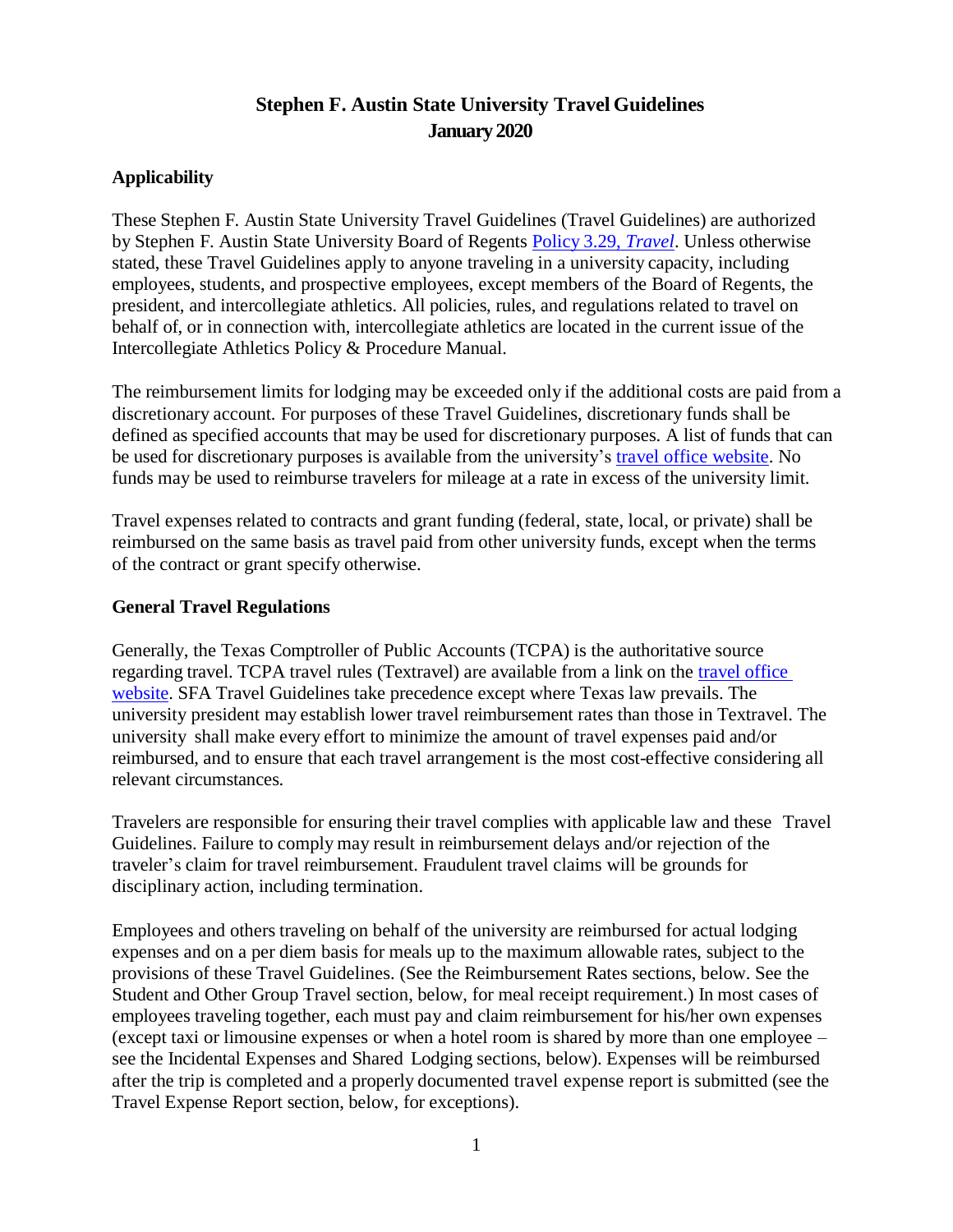# Stephen F. Austin State University Travel Guidelines
## January 2020

### Applicability

These Stephen F. Austin State University Travel Guidelines (Travel Guidelines) are authorized by Stephen F. Austin State University Board of Regents [Policy 3.29, *Travel*](). Unless otherwise stated, these Travel Guidelines apply to anyone traveling in a university capacity, including employees, students, and prospective employees, except members of the Board of Regents, the president, and intercollegiate athletics. All policies, rules, and regulations related to travel on behalf of, or in connection with, intercollegiate athletics are located in the current issue of the Intercollegiate Athletics Policy & Procedure Manual.

The reimbursement limits for lodging may be exceeded only if the additional costs are paid from a discretionary account. For purposes of these Travel Guidelines, discretionary funds shall be defined as specified accounts that may be used for discretionary purposes. A list of funds that can be used for discretionary purposes is available from the university's [travel office website](). No funds may be used to reimburse travelers for mileage at a rate in excess of the university limit.

Travel expenses related to contracts and grant funding (federal, state, local, or private) shall be reimbursed on the same basis as travel paid from other university funds, except when the terms of the contract or grant specify otherwise.

### General Travel Regulations

Generally, the Texas Comptroller of Public Accounts (TCPA) is the authoritative source regarding travel. TCPA travel rules (Textravel) are available from a link on the [travel office website](). SFA Travel Guidelines take precedence except where Texas law prevails. The university president may establish lower travel reimbursement rates than those in Textravel. The university shall make every effort to minimize the amount of travel expenses paid and/or reimbursed, and to ensure that each travel arrangement is the most cost-effective considering all relevant circumstances.

Travelers are responsible for ensuring their travel complies with applicable law and these Travel Guidelines. Failure to comply may result in reimbursement delays and/or rejection of the traveler's claim for travel reimbursement. Fraudulent travel claims will be grounds for disciplinary action, including termination.

Employees and others traveling on behalf of the university are reimbursed for actual lodging expenses and on a per diem basis for meals up to the maximum allowable rates, subject to the provisions of these Travel Guidelines. (See the Reimbursement Rates sections, below. See the Student and Other Group Travel section, below, for meal receipt requirement.) In most cases of employees traveling together, each must pay and claim reimbursement for his/her own expenses (except taxi or limousine expenses or when a hotel room is shared by more than one employee – see the Incidental Expenses and Shared Lodging sections, below). Expenses will be reimbursed after the trip is completed and a properly documented travel expense report is submitted (see the Travel Expense Report section, below, for exceptions).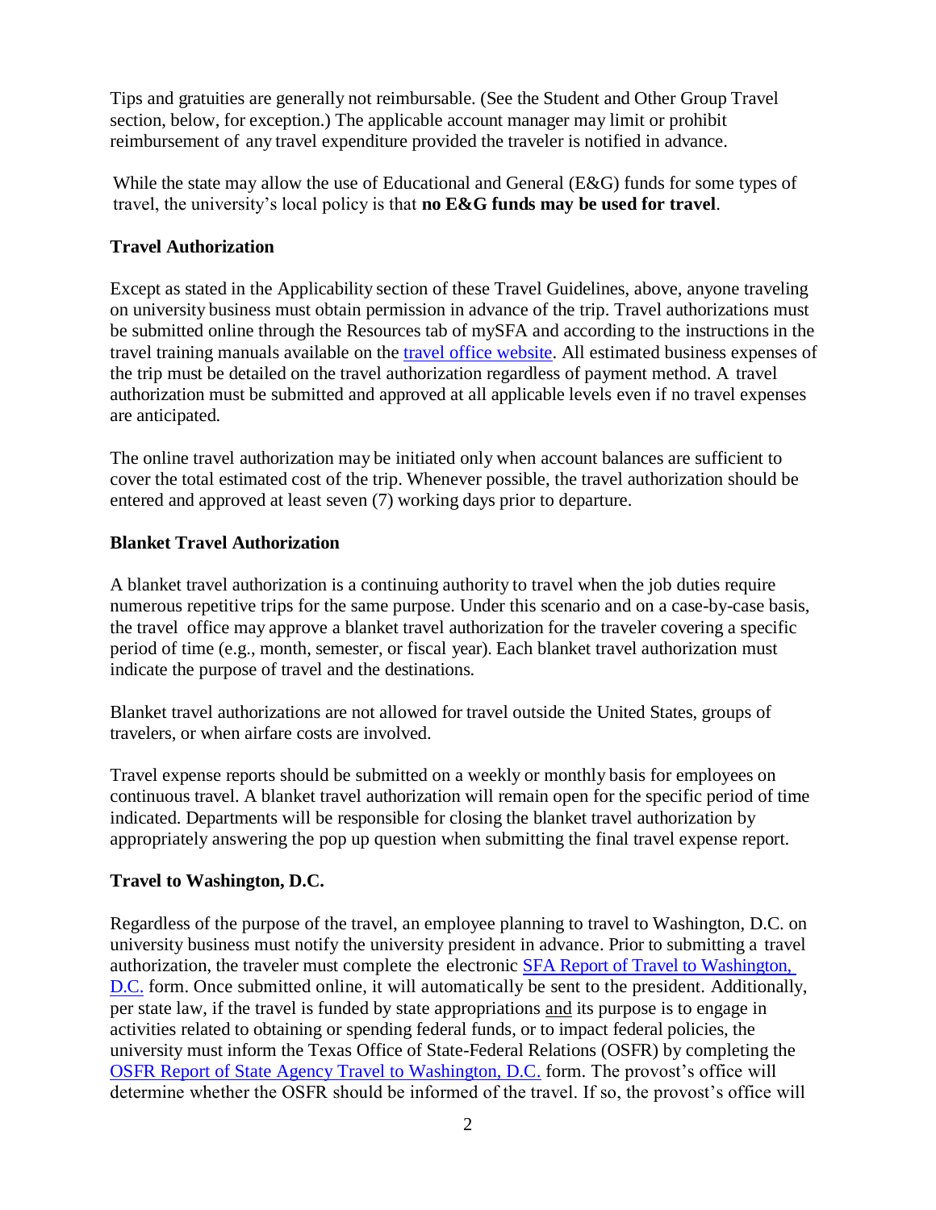Tips and gratuities are generally not reimbursable. (See the Student and Other Group Travel section, below, for exception.) The applicable account manager may limit or prohibit reimbursement of any travel expenditure provided the traveler is notified in advance.

While the state may allow the use of Educational and General (E&G) funds for some types of travel, the university's local policy is that **no E&G funds may be used for travel**.

**Travel Authorization**

Except as stated in the Applicability section of these Travel Guidelines, above, anyone traveling on university business must obtain permission in advance of the trip. Travel authorizations must be submitted online through the Resources tab of mySFA and according to the instructions in the travel training manuals available on the travel office website. All estimated business expenses of the trip must be detailed on the travel authorization regardless of payment method. A travel authorization must be submitted and approved at all applicable levels even if no travel expenses are anticipated.

The online travel authorization may be initiated only when account balances are sufficient to cover the total estimated cost of the trip. Whenever possible, the travel authorization should be entered and approved at least seven (7) working days prior to departure.

**Blanket Travel Authorization**

A blanket travel authorization is a continuing authority to travel when the job duties require numerous repetitive trips for the same purpose. Under this scenario and on a case-by-case basis, the travel office may approve a blanket travel authorization for the traveler covering a specific period of time (e.g., month, semester, or fiscal year). Each blanket travel authorization must indicate the purpose of travel and the destinations.

Blanket travel authorizations are not allowed for travel outside the United States, groups of travelers, or when airfare costs are involved.

Travel expense reports should be submitted on a weekly or monthly basis for employees on continuous travel. A blanket travel authorization will remain open for the specific period of time indicated. Departments will be responsible for closing the blanket travel authorization by appropriately answering the pop up question when submitting the final travel expense report.

**Travel to Washington, D.C.**

Regardless of the purpose of the travel, an employee planning to travel to Washington, D.C. on university business must notify the university president in advance. Prior to submitting a travel authorization, the traveler must complete the electronic SFA Report of Travel to Washington, D.C. form. Once submitted online, it will automatically be sent to the president. Additionally, per state law, if the travel is funded by state appropriations and its purpose is to engage in activities related to obtaining or spending federal funds, or to impact federal policies, the university must inform the Texas Office of State-Federal Relations (OSFR) by completing the OSFR Report of State Agency Travel to Washington, D.C. form. The provost's office will determine whether the OSFR should be informed of the travel. If so, the provost's office will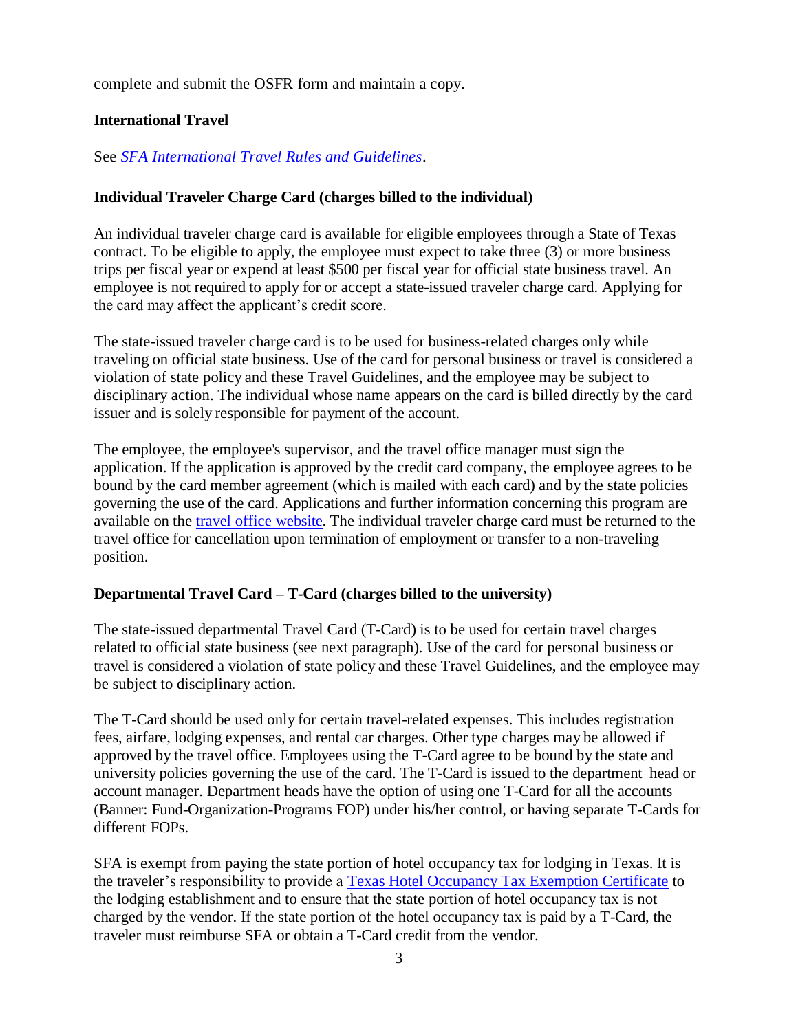complete and submit the OSFR form and maintain a copy.

## International Travel

See [*SFA International Travel Rules and Guidelines*](SFA International Travel Rules and Guidelines).

## Individual Traveler Charge Card (charges billed to the individual)

An individual traveler charge card is available for eligible employees through a State of Texas contract. To be eligible to apply, the employee must expect to take three (3) or more business trips per fiscal year or expend at least $500 per fiscal year for official state business travel. An employee is not required to apply for or accept a state-issued traveler charge card. Applying for the card may affect the applicant's credit score.

The state-issued traveler charge card is to be used for business-related charges only while traveling on official state business. Use of the card for personal business or travel is considered a violation of state policy and these Travel Guidelines, and the employee may be subject to disciplinary action. The individual whose name appears on the card is billed directly by the card issuer and is solely responsible for payment of the account.

The employee, the employee's supervisor, and the travel office manager must sign the application. If the application is approved by the credit card company, the employee agrees to be bound by the card member agreement (which is mailed with each card) and by the state policies governing the use of the card. Applications and further information concerning this program are available on the travel office website. The individual traveler charge card must be returned to the travel office for cancellation upon termination of employment or transfer to a non-traveling position.

## Departmental Travel Card – T-Card (charges billed to the university)

The state-issued departmental Travel Card (T-Card) is to be used for certain travel charges related to official state business (see next paragraph). Use of the card for personal business or travel is considered a violation of state policy and these Travel Guidelines, and the employee may be subject to disciplinary action.

The T-Card should be used only for certain travel-related expenses. This includes registration fees, airfare, lodging expenses, and rental car charges. Other type charges may be allowed if approved by the travel office. Employees using the T-Card agree to be bound by the state and university policies governing the use of the card. The T-Card is issued to the department head or account manager. Department heads have the option of using one T-Card for all the accounts (Banner: Fund-Organization-Programs FOP) under his/her control, or having separate T-Cards for different FOPs.

SFA is exempt from paying the state portion of hotel occupancy tax for lodging in Texas. It is the traveler's responsibility to provide a Texas Hotel Occupancy Tax Exemption Certificate to the lodging establishment and to ensure that the state portion of hotel occupancy tax is not charged by the vendor. If the state portion of the hotel occupancy tax is paid by a T-Card, the traveler must reimburse SFA or obtain a T-Card credit from the vendor.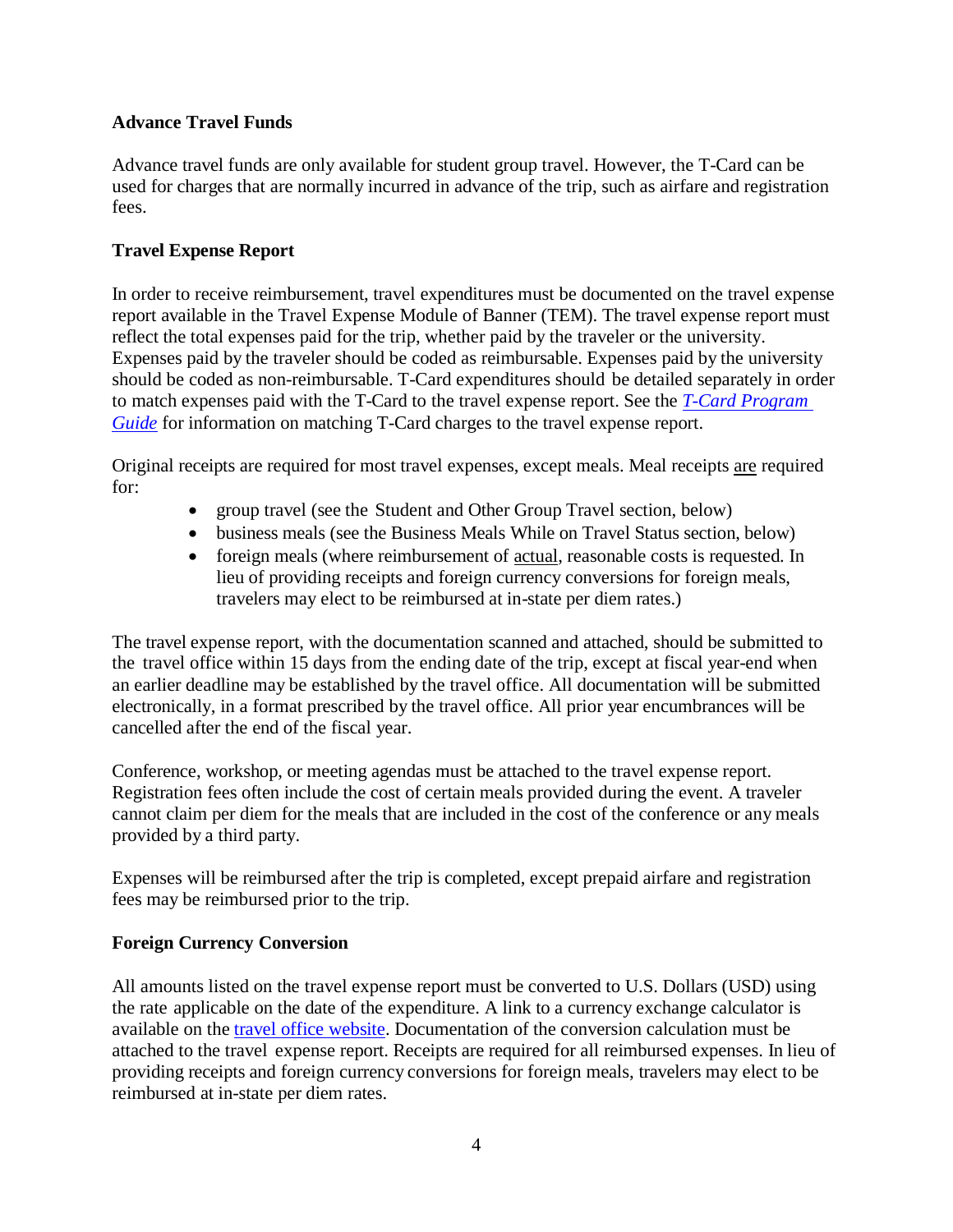### Advance Travel Funds

Advance travel funds are only available for student group travel. However, the T-Card can be used for charges that are normally incurred in advance of the trip, such as airfare and registration fees.

### Travel Expense Report

In order to receive reimbursement, travel expenditures must be documented on the travel expense report available in the Travel Expense Module of Banner (TEM). The travel expense report must reflect the total expenses paid for the trip, whether paid by the traveler or the university. Expenses paid by the traveler should be coded as reimbursable. Expenses paid by the university should be coded as non-reimbursable. T-Card expenditures should be detailed separately in order to match expenses paid with the T-Card to the travel expense report. See the *T-Card Program Guide* for information on matching T-Card charges to the travel expense report.

Original receipts are required for most travel expenses, except meals. Meal receipts are required for:

- group travel (see the Student and Other Group Travel section, below)
- business meals (see the Business Meals While on Travel Status section, below)
- foreign meals (where reimbursement of actual, reasonable costs is requested. In lieu of providing receipts and foreign currency conversions for foreign meals, travelers may elect to be reimbursed at in-state per diem rates.)

The travel expense report, with the documentation scanned and attached, should be submitted to the travel office within 15 days from the ending date of the trip, except at fiscal year-end when an earlier deadline may be established by the travel office. All documentation will be submitted electronically, in a format prescribed by the travel office. All prior year encumbrances will be cancelled after the end of the fiscal year.

Conference, workshop, or meeting agendas must be attached to the travel expense report. Registration fees often include the cost of certain meals provided during the event. A traveler cannot claim per diem for the meals that are included in the cost of the conference or any meals provided by a third party.

Expenses will be reimbursed after the trip is completed, except prepaid airfare and registration fees may be reimbursed prior to the trip.

### Foreign Currency Conversion

All amounts listed on the travel expense report must be converted to U.S. Dollars (USD) using the rate applicable on the date of the expenditure. A link to a currency exchange calculator is available on the travel office website. Documentation of the conversion calculation must be attached to the travel expense report. Receipts are required for all reimbursed expenses. In lieu of providing receipts and foreign currency conversions for foreign meals, travelers may elect to be reimbursed at in-state per diem rates.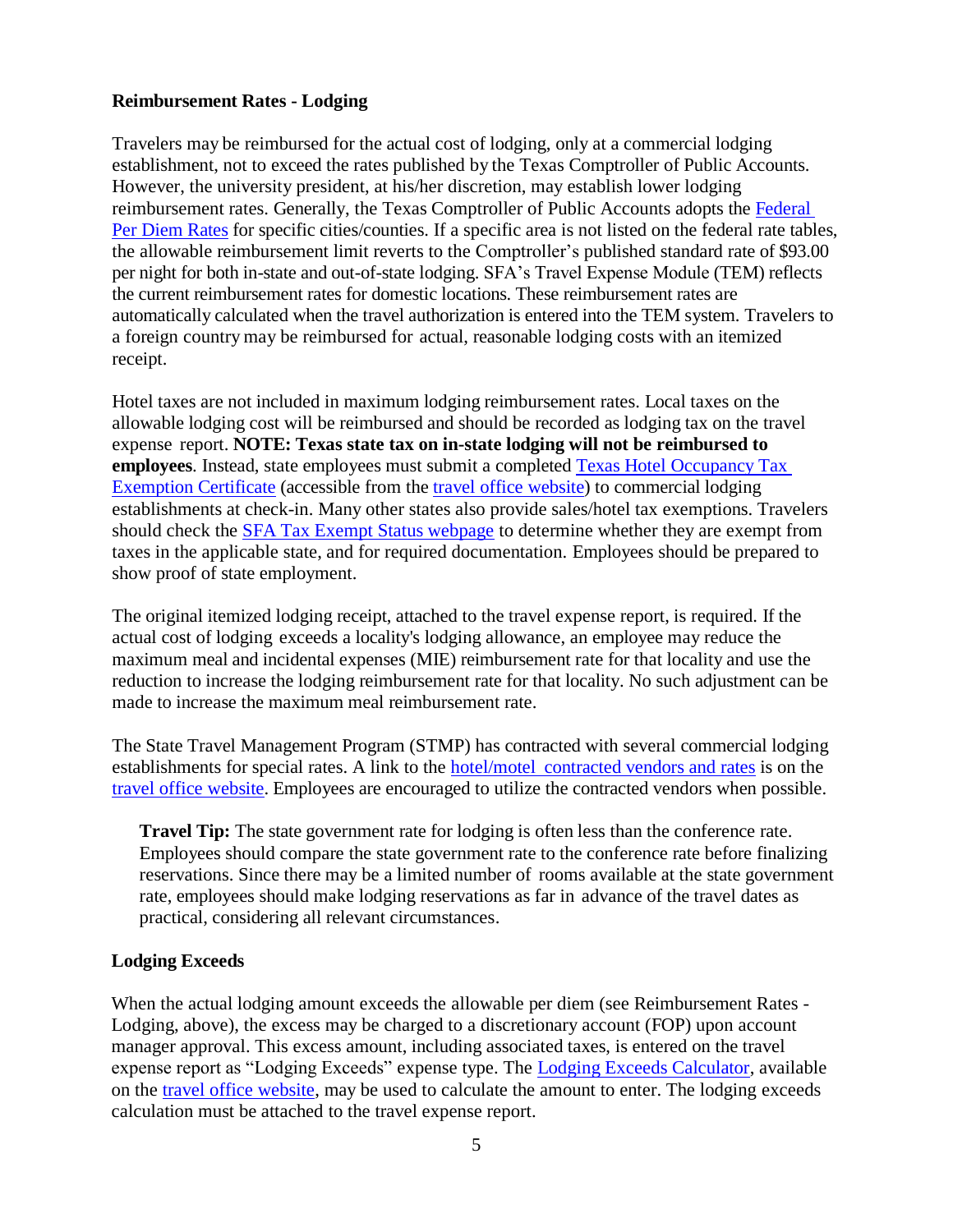**Reimbursement Rates - Lodging**

Travelers may be reimbursed for the actual cost of lodging, only at a commercial lodging establishment, not to exceed the rates published by the Texas Comptroller of Public Accounts. However, the university president, at his/her discretion, may establish lower lodging reimbursement rates. Generally, the Texas Comptroller of Public Accounts adopts the Federal Per Diem Rates for specific cities/counties. If a specific area is not listed on the federal rate tables, the allowable reimbursement limit reverts to the Comptroller's published standard rate of $93.00 per night for both in-state and out-of-state lodging. SFA's Travel Expense Module (TEM) reflects the current reimbursement rates for domestic locations. These reimbursement rates are automatically calculated when the travel authorization is entered into the TEM system. Travelers to a foreign country may be reimbursed for actual, reasonable lodging costs with an itemized receipt.

Hotel taxes are not included in maximum lodging reimbursement rates. Local taxes on the allowable lodging cost will be reimbursed and should be recorded as lodging tax on the travel expense report. **NOTE: Texas state tax on in-state lodging will not be reimbursed to employees**. Instead, state employees must submit a completed Texas Hotel Occupancy Tax Exemption Certificate (accessible from the travel office website) to commercial lodging establishments at check-in. Many other states also provide sales/hotel tax exemptions. Travelers should check the SFA Tax Exempt Status webpage to determine whether they are exempt from taxes in the applicable state, and for required documentation. Employees should be prepared to show proof of state employment.

The original itemized lodging receipt, attached to the travel expense report, is required. If the actual cost of lodging exceeds a locality's lodging allowance, an employee may reduce the maximum meal and incidental expenses (MIE) reimbursement rate for that locality and use the reduction to increase the lodging reimbursement rate for that locality. No such adjustment can be made to increase the maximum meal reimbursement rate.

The State Travel Management Program (STMP) has contracted with several commercial lodging establishments for special rates. A link to the hotel/motel contracted vendors and rates is on the travel office website. Employees are encouraged to utilize the contracted vendors when possible.

> **Travel Tip:** The state government rate for lodging is often less than the conference rate. Employees should compare the state government rate to the conference rate before finalizing reservations. Since there may be a limited number of rooms available at the state government rate, employees should make lodging reservations as far in advance of the travel dates as practical, considering all relevant circumstances.

**Lodging Exceeds**

When the actual lodging amount exceeds the allowable per diem (see Reimbursement Rates - Lodging, above), the excess may be charged to a discretionary account (FOP) upon account manager approval. This excess amount, including associated taxes, is entered on the travel expense report as "Lodging Exceeds" expense type. The Lodging Exceeds Calculator, available on the travel office website, may be used to calculate the amount to enter. The lodging exceeds calculation must be attached to the travel expense report.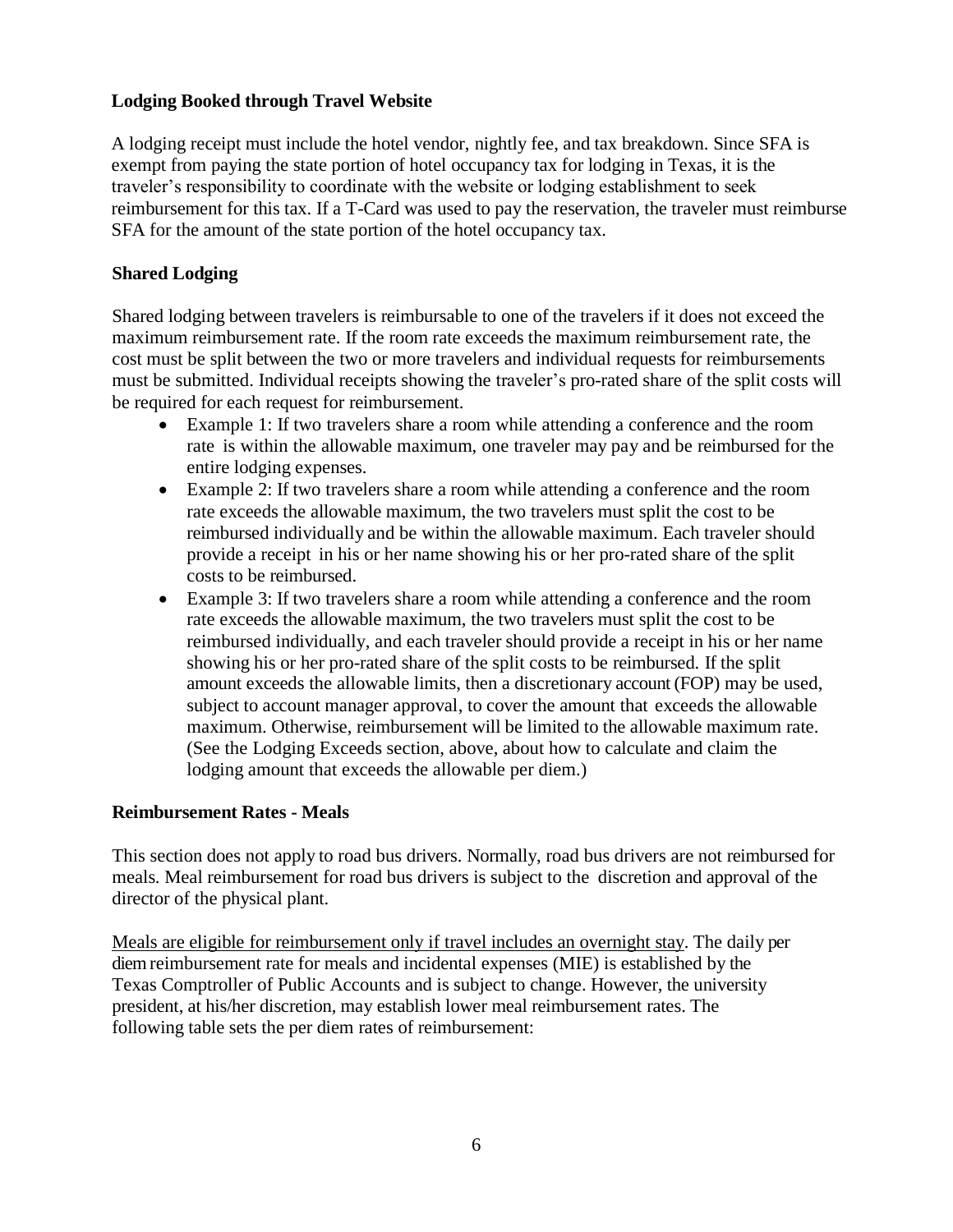### Lodging Booked through Travel Website

A lodging receipt must include the hotel vendor, nightly fee, and tax breakdown. Since SFA is exempt from paying the state portion of hotel occupancy tax for lodging in Texas, it is the traveler's responsibility to coordinate with the website or lodging establishment to seek reimbursement for this tax. If a T-Card was used to pay the reservation, the traveler must reimburse SFA for the amount of the state portion of the hotel occupancy tax.

### Shared Lodging

Shared lodging between travelers is reimbursable to one of the travelers if it does not exceed the maximum reimbursement rate. If the room rate exceeds the maximum reimbursement rate, the cost must be split between the two or more travelers and individual requests for reimbursements must be submitted. Individual receipts showing the traveler's pro-rated share of the split costs will be required for each request for reimbursement.

- Example 1: If two travelers share a room while attending a conference and the room rate is within the allowable maximum, one traveler may pay and be reimbursed for the entire lodging expenses.
- Example 2: If two travelers share a room while attending a conference and the room rate exceeds the allowable maximum, the two travelers must split the cost to be reimbursed individually and be within the allowable maximum. Each traveler should provide a receipt in his or her name showing his or her pro-rated share of the split costs to be reimbursed.
- Example 3: If two travelers share a room while attending a conference and the room rate exceeds the allowable maximum, the two travelers must split the cost to be reimbursed individually, and each traveler should provide a receipt in his or her name showing his or her pro-rated share of the split costs to be reimbursed. If the split amount exceeds the allowable limits, then a discretionary account (FOP) may be used, subject to account manager approval, to cover the amount that exceeds the allowable maximum. Otherwise, reimbursement will be limited to the allowable maximum rate. (See the Lodging Exceeds section, above, about how to calculate and claim the lodging amount that exceeds the allowable per diem.)

### Reimbursement Rates - Meals

This section does not apply to road bus drivers. Normally, road bus drivers are not reimbursed for meals. Meal reimbursement for road bus drivers is subject to the discretion and approval of the director of the physical plant.

Meals are eligible for reimbursement only if travel includes an overnight stay. The daily per diem reimbursement rate for meals and incidental expenses (MIE) is established by the Texas Comptroller of Public Accounts and is subject to change. However, the university president, at his/her discretion, may establish lower meal reimbursement rates. The following table sets the per diem rates of reimbursement: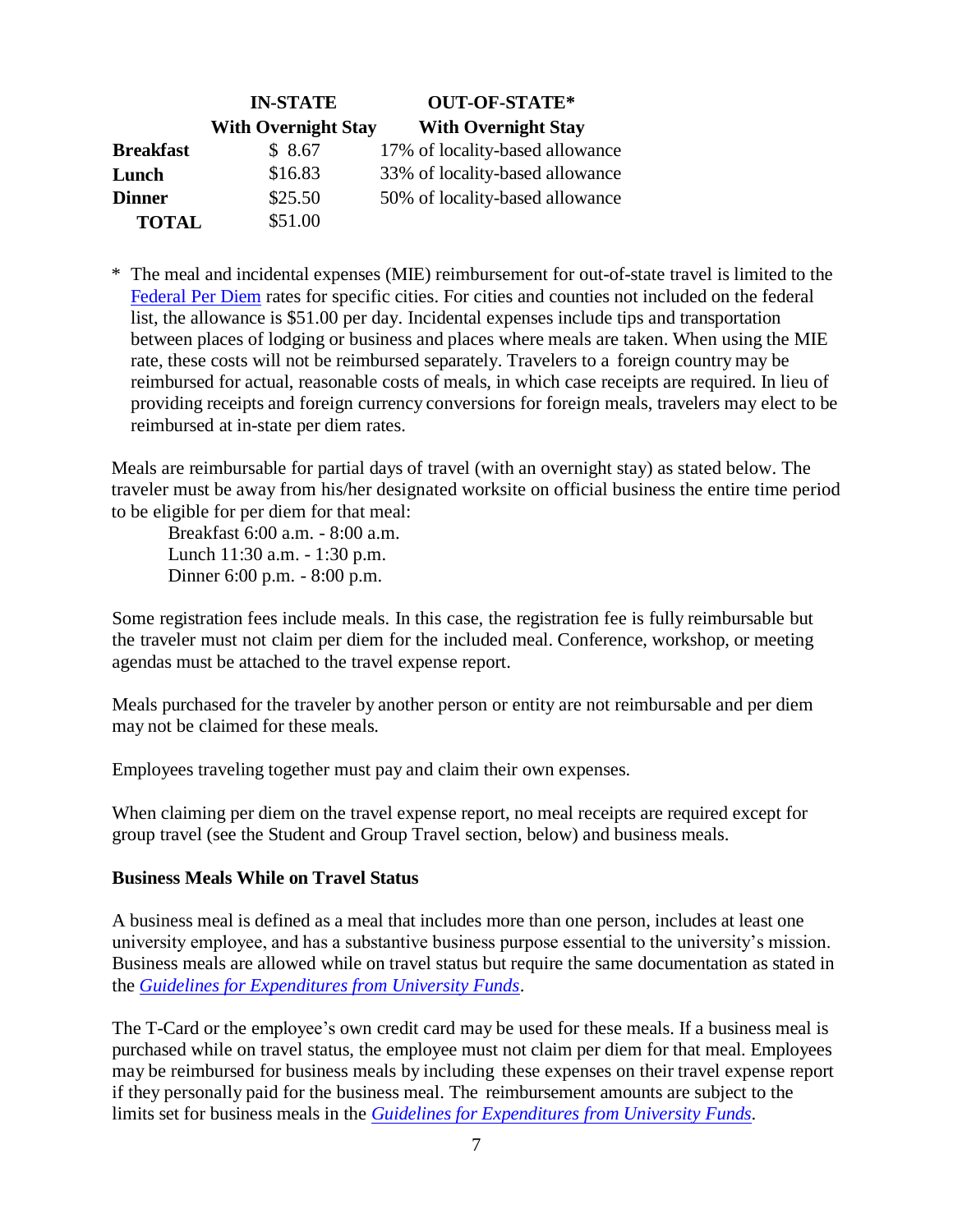| | **IN-STATE** | **OUT-OF-STATE*** |
|---|---|---|
| | **With Overnight Stay** | **With Overnight Stay** |
| **Breakfast** | $ 8.67 | 17% of locality-based allowance |
| **Lunch** | $16.83 | 33% of locality-based allowance |
| **Dinner** | $25.50 | 50% of locality-based allowance |
| **TOTAL** | $51.00 | |

\* The meal and incidental expenses (MIE) reimbursement for out-of-state travel is limited to the Federal Per Diem rates for specific cities. For cities and counties not included on the federal list, the allowance is $51.00 per day. Incidental expenses include tips and transportation between places of lodging or business and places where meals are taken. When using the MIE rate, these costs will not be reimbursed separately. Travelers to a foreign country may be reimbursed for actual, reasonable costs of meals, in which case receipts are required. In lieu of providing receipts and foreign currency conversions for foreign meals, travelers may elect to be reimbursed at in-state per diem rates.

Meals are reimbursable for partial days of travel (with an overnight stay) as stated below. The traveler must be away from his/her designated worksite on official business the entire time period to be eligible for per diem for that meal:

Breakfast 6:00 a.m. - 8:00 a.m.
Lunch 11:30 a.m. - 1:30 p.m.
Dinner 6:00 p.m. - 8:00 p.m.

Some registration fees include meals. In this case, the registration fee is fully reimbursable but the traveler must not claim per diem for the included meal. Conference, workshop, or meeting agendas must be attached to the travel expense report.

Meals purchased for the traveler by another person or entity are not reimbursable and per diem may not be claimed for these meals.

Employees traveling together must pay and claim their own expenses.

When claiming per diem on the travel expense report, no meal receipts are required except for group travel (see the Student and Group Travel section, below) and business meals.

**Business Meals While on Travel Status**

A business meal is defined as a meal that includes more than one person, includes at least one university employee, and has a substantive business purpose essential to the university's mission. Business meals are allowed while on travel status but require the same documentation as stated in the *Guidelines for Expenditures from University Funds*.

The T-Card or the employee's own credit card may be used for these meals. If a business meal is purchased while on travel status, the employee must not claim per diem for that meal. Employees may be reimbursed for business meals by including these expenses on their travel expense report if they personally paid for the business meal. The reimbursement amounts are subject to the limits set for business meals in the *Guidelines for Expenditures from University Funds*.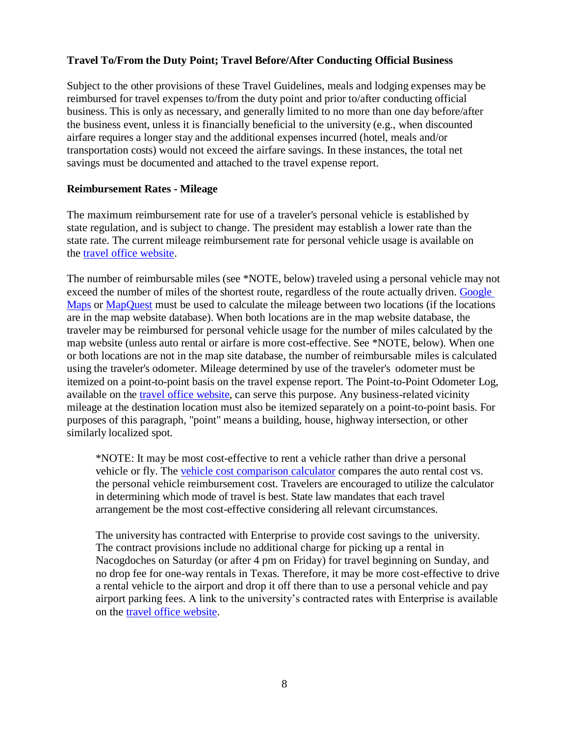**Travel To/From the Duty Point; Travel Before/After Conducting Official Business**

Subject to the other provisions of these Travel Guidelines, meals and lodging expenses may be reimbursed for travel expenses to/from the duty point and prior to/after conducting official business. This is only as necessary, and generally limited to no more than one day before/after the business event, unless it is financially beneficial to the university (e.g., when discounted airfare requires a longer stay and the additional expenses incurred (hotel, meals and/or transportation costs) would not exceed the airfare savings. In these instances, the total net savings must be documented and attached to the travel expense report.

**Reimbursement Rates - Mileage**

The maximum reimbursement rate for use of a traveler's personal vehicle is established by state regulation, and is subject to change. The president may establish a lower rate than the state rate. The current mileage reimbursement rate for personal vehicle usage is available on the travel office website.

The number of reimbursable miles (see *NOTE, below) traveled using a personal vehicle may not exceed the number of miles of the shortest route, regardless of the route actually driven. Google Maps or MapQuest must be used to calculate the mileage between two locations (if the locations are in the map website database). When both locations are in the map website database, the traveler may be reimbursed for personal vehicle usage for the number of miles calculated by the map website (unless auto rental or airfare is more cost-effective. See *NOTE, below). When one or both locations are not in the map site database, the number of reimbursable miles is calculated using the traveler's odometer. Mileage determined by use of the traveler's odometer must be itemized on a point-to-point basis on the travel expense report. The Point-to-Point Odometer Log, available on the travel office website, can serve this purpose. Any business-related vicinity mileage at the destination location must also be itemized separately on a point-to-point basis. For purposes of this paragraph, "point" means a building, house, highway intersection, or other similarly localized spot.

> *NOTE: It may be most cost-effective to rent a vehicle rather than drive a personal vehicle or fly. The vehicle cost comparison calculator compares the auto rental cost vs. the personal vehicle reimbursement cost. Travelers are encouraged to utilize the calculator in determining which mode of travel is best. State law mandates that each travel arrangement be the most cost-effective considering all relevant circumstances.
>
> The university has contracted with Enterprise to provide cost savings to the university. The contract provisions include no additional charge for picking up a rental in Nacogdoches on Saturday (or after 4 pm on Friday) for travel beginning on Sunday, and no drop fee for one-way rentals in Texas. Therefore, it may be more cost-effective to drive a rental vehicle to the airport and drop it off there than to use a personal vehicle and pay airport parking fees. A link to the university's contracted rates with Enterprise is available on the travel office website.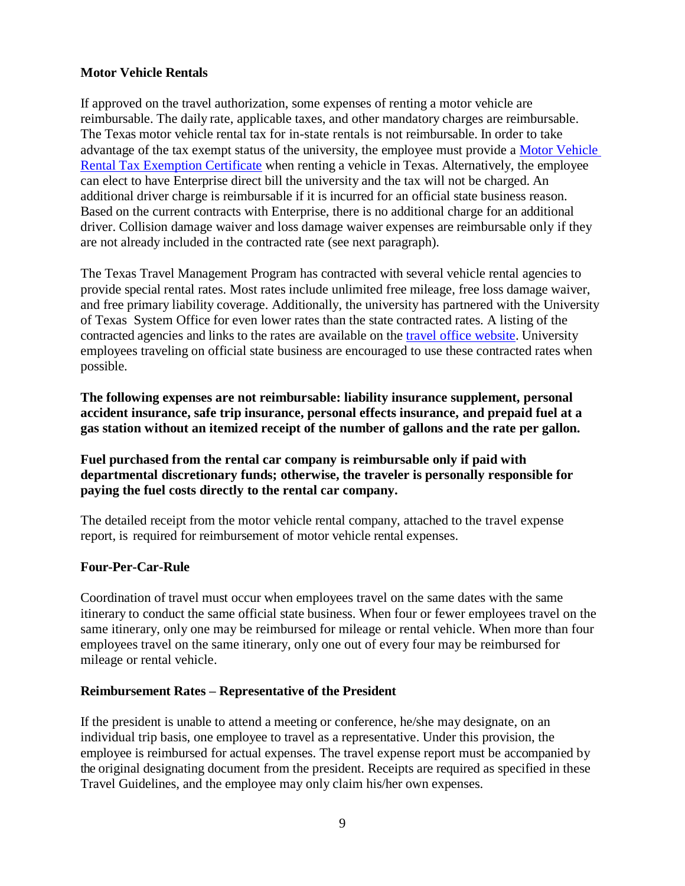**Motor Vehicle Rentals**

If approved on the travel authorization, some expenses of renting a motor vehicle are reimbursable. The daily rate, applicable taxes, and other mandatory charges are reimbursable. The Texas motor vehicle rental tax for in-state rentals is not reimbursable. In order to take advantage of the tax exempt status of the university, the employee must provide a [Motor Vehicle Rental Tax Exemption Certificate]() when renting a vehicle in Texas. Alternatively, the employee can elect to have Enterprise direct bill the university and the tax will not be charged. An additional driver charge is reimbursable if it is incurred for an official state business reason. Based on the current contracts with Enterprise, there is no additional charge for an additional driver. Collision damage waiver and loss damage waiver expenses are reimbursable only if they are not already included in the contracted rate (see next paragraph).

The Texas Travel Management Program has contracted with several vehicle rental agencies to provide special rental rates. Most rates include unlimited free mileage, free loss damage waiver, and free primary liability coverage. Additionally, the university has partnered with the University of Texas System Office for even lower rates than the state contracted rates. A listing of the contracted agencies and links to the rates are available on the [travel office website](). University employees traveling on official state business are encouraged to use these contracted rates when possible.

**The following expenses are not reimbursable: liability insurance supplement, personal accident insurance, safe trip insurance, personal effects insurance, and prepaid fuel at a gas station without an itemized receipt of the number of gallons and the rate per gallon.**

**Fuel purchased from the rental car company is reimbursable only if paid with departmental discretionary funds; otherwise, the traveler is personally responsible for paying the fuel costs directly to the rental car company.**

The detailed receipt from the motor vehicle rental company, attached to the travel expense report, is required for reimbursement of motor vehicle rental expenses.

**Four-Per-Car-Rule**

Coordination of travel must occur when employees travel on the same dates with the same itinerary to conduct the same official state business. When four or fewer employees travel on the same itinerary, only one may be reimbursed for mileage or rental vehicle. When more than four employees travel on the same itinerary, only one out of every four may be reimbursed for mileage or rental vehicle.

**Reimbursement Rates – Representative of the President**

If the president is unable to attend a meeting or conference, he/she may designate, on an individual trip basis, one employee to travel as a representative. Under this provision, the employee is reimbursed for actual expenses. The travel expense report must be accompanied by the original designating document from the president. Receipts are required as specified in these Travel Guidelines, and the employee may only claim his/her own expenses.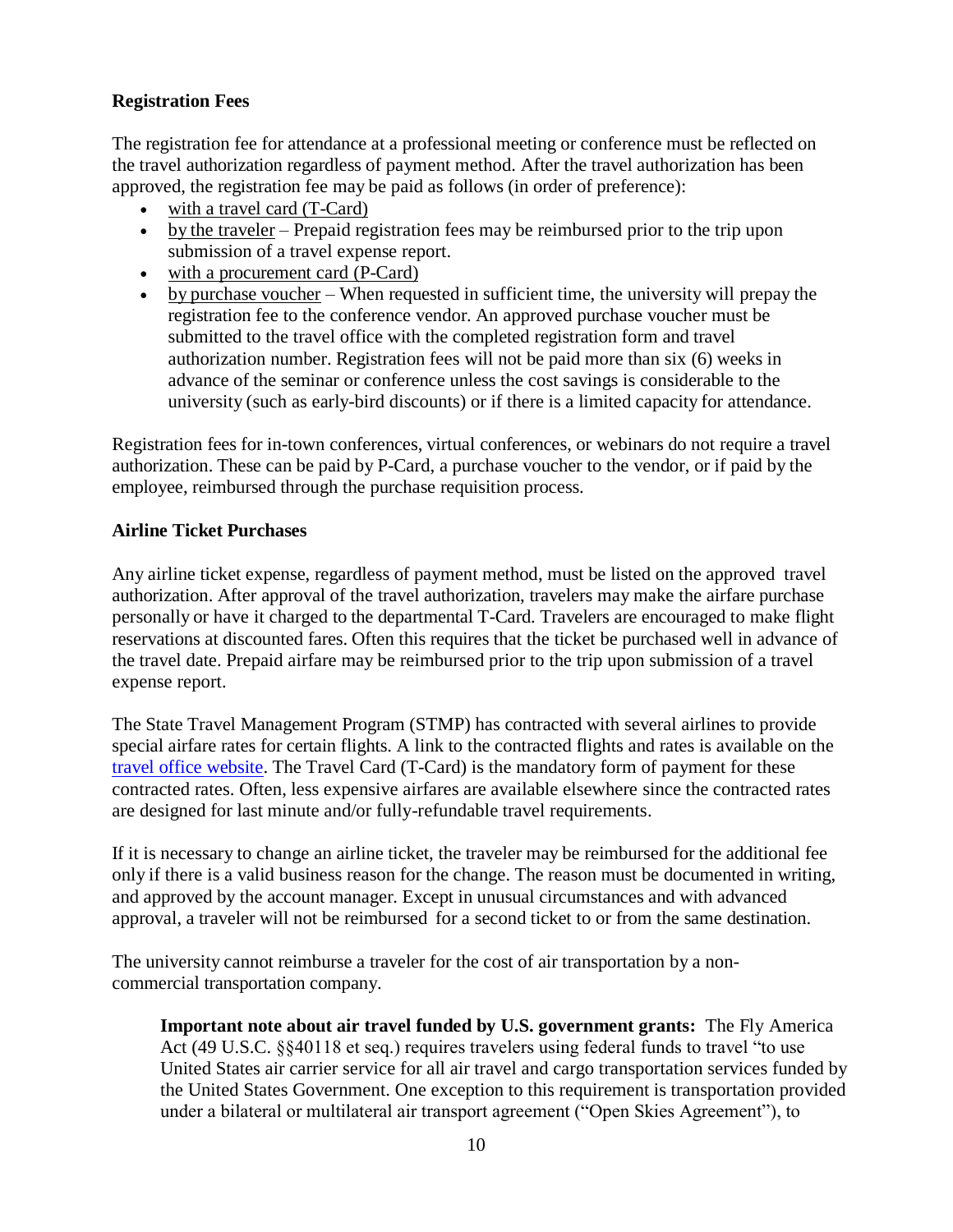**Registration Fees**

The registration fee for attendance at a professional meeting or conference must be reflected on the travel authorization regardless of payment method. After the travel authorization has been approved, the registration fee may be paid as follows (in order of preference):

- with a travel card (T-Card)
- by the traveler – Prepaid registration fees may be reimbursed prior to the trip upon submission of a travel expense report.
- with a procurement card (P-Card)
- by purchase voucher – When requested in sufficient time, the university will prepay the registration fee to the conference vendor. An approved purchase voucher must be submitted to the travel office with the completed registration form and travel authorization number. Registration fees will not be paid more than six (6) weeks in advance of the seminar or conference unless the cost savings is considerable to the university (such as early-bird discounts) or if there is a limited capacity for attendance.

Registration fees for in-town conferences, virtual conferences, or webinars do not require a travel authorization. These can be paid by P-Card, a purchase voucher to the vendor, or if paid by the employee, reimbursed through the purchase requisition process.

**Airline Ticket Purchases**

Any airline ticket expense, regardless of payment method, must be listed on the approved travel authorization. After approval of the travel authorization, travelers may make the airfare purchase personally or have it charged to the departmental T-Card. Travelers are encouraged to make flight reservations at discounted fares. Often this requires that the ticket be purchased well in advance of the travel date. Prepaid airfare may be reimbursed prior to the trip upon submission of a travel expense report.

The State Travel Management Program (STMP) has contracted with several airlines to provide special airfare rates for certain flights. A link to the contracted flights and rates is available on the travel office website. The Travel Card (T-Card) is the mandatory form of payment for these contracted rates. Often, less expensive airfares are available elsewhere since the contracted rates are designed for last minute and/or fully-refundable travel requirements.

If it is necessary to change an airline ticket, the traveler may be reimbursed for the additional fee only if there is a valid business reason for the change. The reason must be documented in writing, and approved by the account manager. Except in unusual circumstances and with advanced approval, a traveler will not be reimbursed for a second ticket to or from the same destination.

The university cannot reimburse a traveler for the cost of air transportation by a non-commercial transportation company.

> **Important note about air travel funded by U.S. government grants:** The Fly America Act (49 U.S.C. §§40118 et seq.) requires travelers using federal funds to travel "to use United States air carrier service for all air travel and cargo transportation services funded by the United States Government. One exception to this requirement is transportation provided under a bilateral or multilateral air transport agreement ("Open Skies Agreement"), to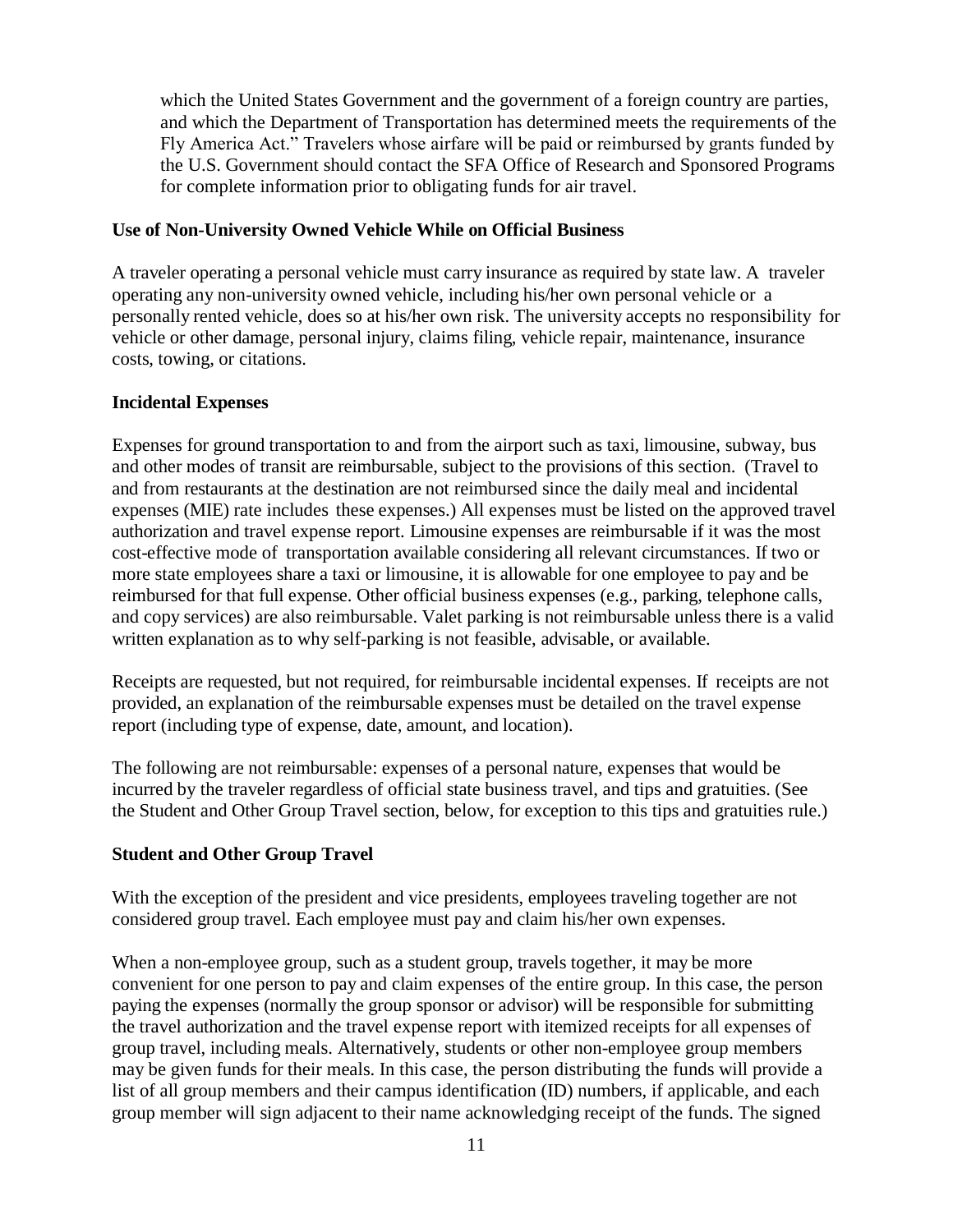which the United States Government and the government of a foreign country are parties, and which the Department of Transportation has determined meets the requirements of the Fly America Act." Travelers whose airfare will be paid or reimbursed by grants funded by the U.S. Government should contact the SFA Office of Research and Sponsored Programs for complete information prior to obligating funds for air travel.

**Use of Non-University Owned Vehicle While on Official Business**

A traveler operating a personal vehicle must carry insurance as required by state law. A traveler operating any non-university owned vehicle, including his/her own personal vehicle or a personally rented vehicle, does so at his/her own risk. The university accepts no responsibility for vehicle or other damage, personal injury, claims filing, vehicle repair, maintenance, insurance costs, towing, or citations.

**Incidental Expenses**

Expenses for ground transportation to and from the airport such as taxi, limousine, subway, bus and other modes of transit are reimbursable, subject to the provisions of this section. (Travel to and from restaurants at the destination are not reimbursed since the daily meal and incidental expenses (MIE) rate includes these expenses.) All expenses must be listed on the approved travel authorization and travel expense report. Limousine expenses are reimbursable if it was the most cost-effective mode of transportation available considering all relevant circumstances. If two or more state employees share a taxi or limousine, it is allowable for one employee to pay and be reimbursed for that full expense. Other official business expenses (e.g., parking, telephone calls, and copy services) are also reimbursable. Valet parking is not reimbursable unless there is a valid written explanation as to why self-parking is not feasible, advisable, or available.

Receipts are requested, but not required, for reimbursable incidental expenses. If receipts are not provided, an explanation of the reimbursable expenses must be detailed on the travel expense report (including type of expense, date, amount, and location).

The following are not reimbursable: expenses of a personal nature, expenses that would be incurred by the traveler regardless of official state business travel, and tips and gratuities. (See the Student and Other Group Travel section, below, for exception to this tips and gratuities rule.)

**Student and Other Group Travel**

With the exception of the president and vice presidents, employees traveling together are not considered group travel. Each employee must pay and claim his/her own expenses.

When a non-employee group, such as a student group, travels together, it may be more convenient for one person to pay and claim expenses of the entire group. In this case, the person paying the expenses (normally the group sponsor or advisor) will be responsible for submitting the travel authorization and the travel expense report with itemized receipts for all expenses of group travel, including meals. Alternatively, students or other non-employee group members may be given funds for their meals. In this case, the person distributing the funds will provide a list of all group members and their campus identification (ID) numbers, if applicable, and each group member will sign adjacent to their name acknowledging receipt of the funds. The signed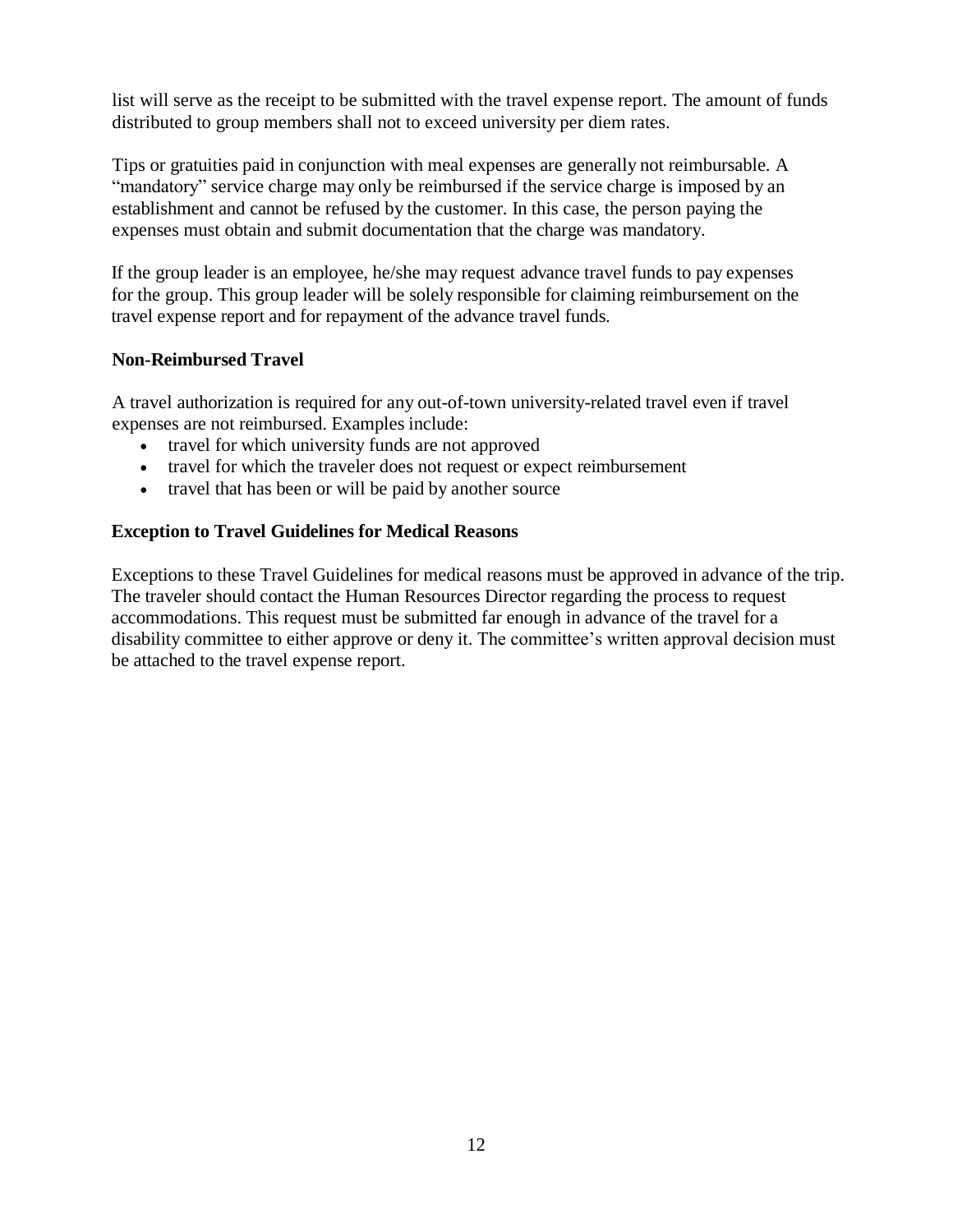list will serve as the receipt to be submitted with the travel expense report. The amount of funds distributed to group members shall not to exceed university per diem rates.

Tips or gratuities paid in conjunction with meal expenses are generally not reimbursable. A "mandatory" service charge may only be reimbursed if the service charge is imposed by an establishment and cannot be refused by the customer. In this case, the person paying the expenses must obtain and submit documentation that the charge was mandatory.

If the group leader is an employee, he/she may request advance travel funds to pay expenses for the group. This group leader will be solely responsible for claiming reimbursement on the travel expense report and for repayment of the advance travel funds.

**Non-Reimbursed Travel**

A travel authorization is required for any out-of-town university-related travel even if travel expenses are not reimbursed. Examples include:

- travel for which university funds are not approved
- travel for which the traveler does not request or expect reimbursement
- travel that has been or will be paid by another source

**Exception to Travel Guidelines for Medical Reasons**

Exceptions to these Travel Guidelines for medical reasons must be approved in advance of the trip. The traveler should contact the Human Resources Director regarding the process to request accommodations. This request must be submitted far enough in advance of the travel for a disability committee to either approve or deny it. The committee's written approval decision must be attached to the travel expense report.